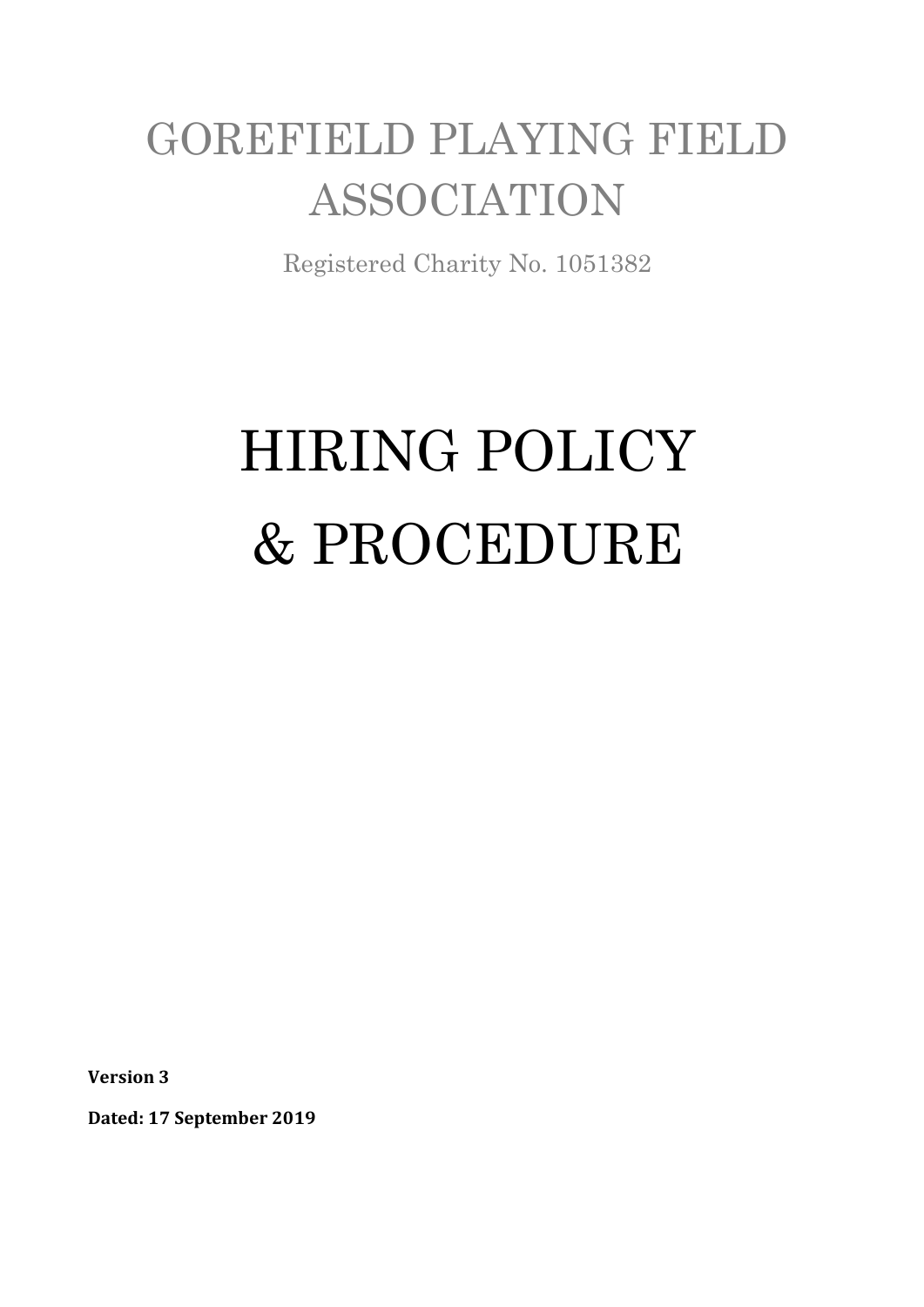# GOREFIELD PLAYING FIELD ASSOCIATION

Registered Charity No. 1051382

# HIRING POLICY & PROCEDURE

**Version 3**

**Dated: 17 September 2019**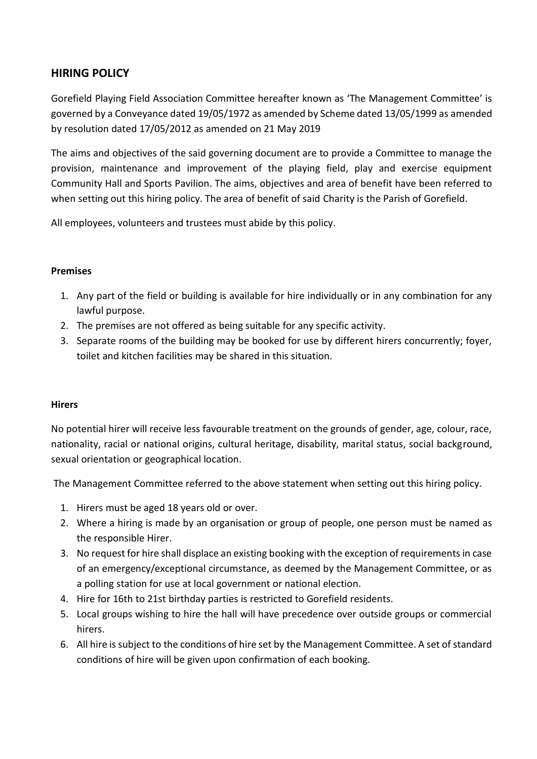## HIRING POLICY

Gorefield Playing Field Association Committee hereafter known as 'The Management Committee' is governed by a Conveyance dated 19/05/1972 as amended by Scheme dated 13/05/1999 as amended by resolution dated 17/05/2012 as amended on 21 May 2019

The aims and objectives of the said governing document are to provide a Committee to manage the provision, maintenance and improvement of the playing field, play and exercise equipment Community Hall and Sports Pavilion. The aims, objectives and area of benefit have been referred to when setting out this hiring policy. The area of benefit of said Charity is the Parish of Gorefield.

All employees, volunteers and trustees must abide by this policy.

**Premises**

1. Any part of the field or building is available for hire individually or in any combination for any lawful purpose.
2. The premises are not offered as being suitable for any specific activity.
3. Separate rooms of the building may be booked for use by different hirers concurrently; foyer, toilet and kitchen facilities may be shared in this situation.

**Hirers**

No potential hirer will receive less favourable treatment on the grounds of gender, age, colour, race, nationality, racial or national origins, cultural heritage, disability, marital status, social background, sexual orientation or geographical location.

The Management Committee referred to the above statement when setting out this hiring policy.

1. Hirers must be aged 18 years old or over.
2. Where a hiring is made by an organisation or group of people, one person must be named as the responsible Hirer.
3. No request for hire shall displace an existing booking with the exception of requirements in case of an emergency/exceptional circumstance, as deemed by the Management Committee, or as a polling station for use at local government or national election.
4. Hire for 16th to 21st birthday parties is restricted to Gorefield residents.
5. Local groups wishing to hire the hall will have precedence over outside groups or commercial hirers.
6. All hire is subject to the conditions of hire set by the Management Committee. A set of standard conditions of hire will be given upon confirmation of each booking.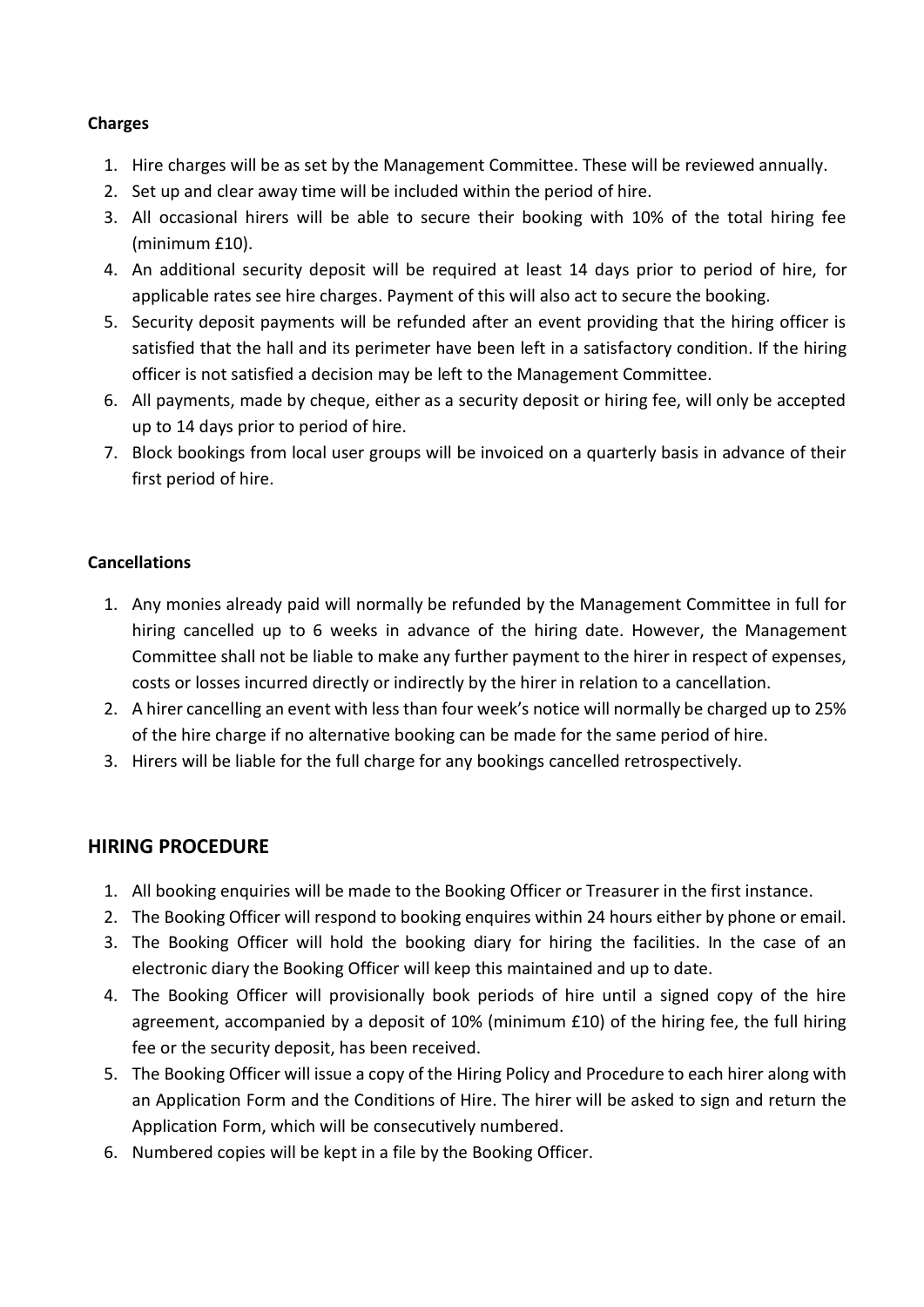**Charges**

1. Hire charges will be as set by the Management Committee. These will be reviewed annually.
2. Set up and clear away time will be included within the period of hire.
3. All occasional hirers will be able to secure their booking with 10% of the total hiring fee (minimum £10).
4. An additional security deposit will be required at least 14 days prior to period of hire, for applicable rates see hire charges. Payment of this will also act to secure the booking.
5. Security deposit payments will be refunded after an event providing that the hiring officer is satisfied that the hall and its perimeter have been left in a satisfactory condition. If the hiring officer is not satisfied a decision may be left to the Management Committee.
6. All payments, made by cheque, either as a security deposit or hiring fee, will only be accepted up to 14 days prior to period of hire.
7. Block bookings from local user groups will be invoiced on a quarterly basis in advance of their first period of hire.

**Cancellations**

1. Any monies already paid will normally be refunded by the Management Committee in full for hiring cancelled up to 6 weeks in advance of the hiring date. However, the Management Committee shall not be liable to make any further payment to the hirer in respect of expenses, costs or losses incurred directly or indirectly by the hirer in relation to a cancellation.
2. A hirer cancelling an event with less than four week's notice will normally be charged up to 25% of the hire charge if no alternative booking can be made for the same period of hire.
3. Hirers will be liable for the full charge for any bookings cancelled retrospectively.

## HIRING PROCEDURE

1. All booking enquiries will be made to the Booking Officer or Treasurer in the first instance.
2. The Booking Officer will respond to booking enquires within 24 hours either by phone or email.
3. The Booking Officer will hold the booking diary for hiring the facilities. In the case of an electronic diary the Booking Officer will keep this maintained and up to date.
4. The Booking Officer will provisionally book periods of hire until a signed copy of the hire agreement, accompanied by a deposit of 10% (minimum £10) of the hiring fee, the full hiring fee or the security deposit, has been received.
5. The Booking Officer will issue a copy of the Hiring Policy and Procedure to each hirer along with an Application Form and the Conditions of Hire. The hirer will be asked to sign and return the Application Form, which will be consecutively numbered.
6. Numbered copies will be kept in a file by the Booking Officer.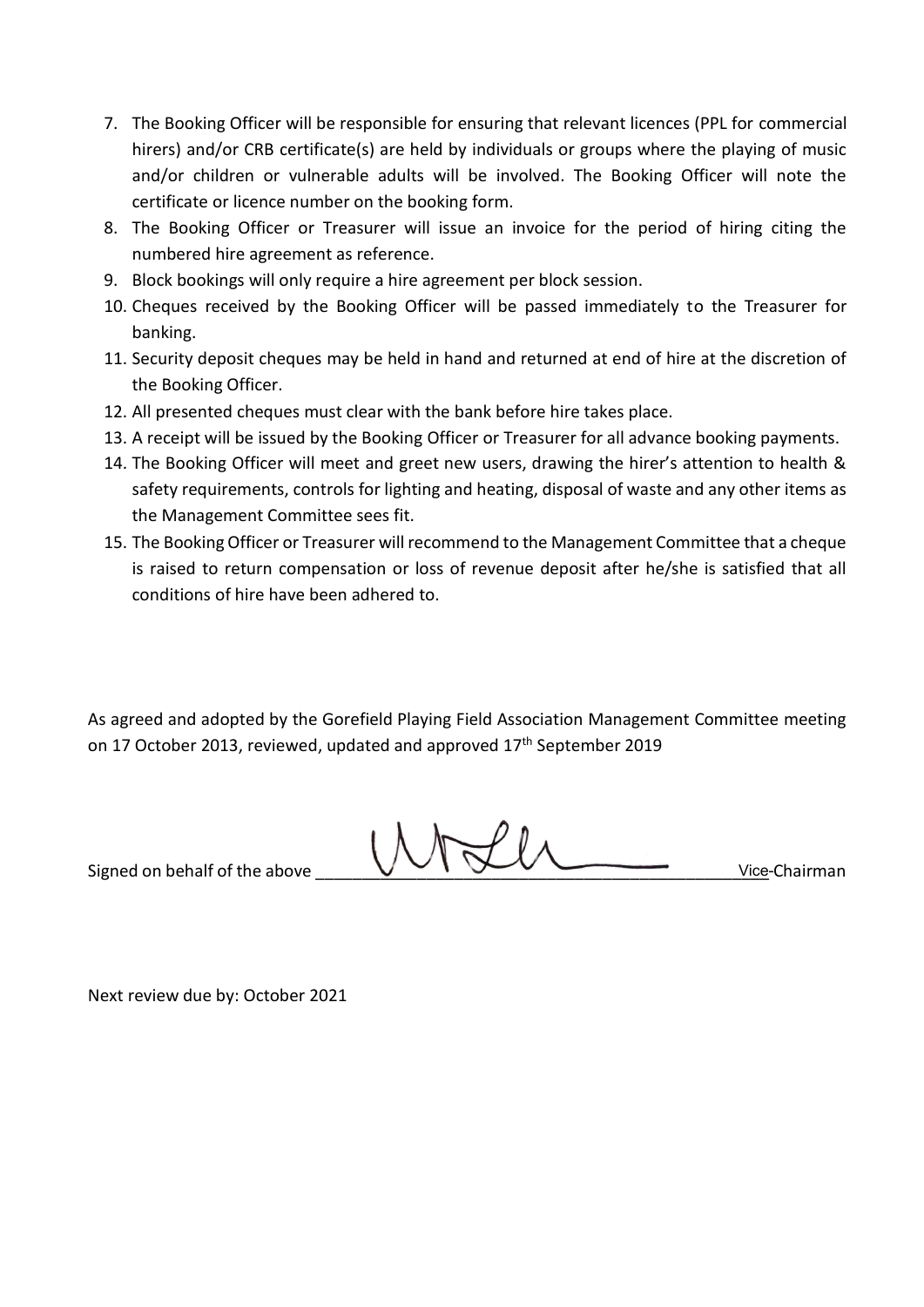7. The Booking Officer will be responsible for ensuring that relevant licences (PPL for commercial hirers) and/or CRB certificate(s) are held by individuals or groups where the playing of music and/or children or vulnerable adults will be involved. The Booking Officer will note the certificate or licence number on the booking form.
8. The Booking Officer or Treasurer will issue an invoice for the period of hiring citing the numbered hire agreement as reference.
9. Block bookings will only require a hire agreement per block session.
10. Cheques received by the Booking Officer will be passed immediately to the Treasurer for banking.
11. Security deposit cheques may be held in hand and returned at end of hire at the discretion of the Booking Officer.
12. All presented cheques must clear with the bank before hire takes place.
13. A receipt will be issued by the Booking Officer or Treasurer for all advance booking payments.
14. The Booking Officer will meet and greet new users, drawing the hirer's attention to health & safety requirements, controls for lighting and heating, disposal of waste and any other items as the Management Committee sees fit.
15. The Booking Officer or Treasurer will recommend to the Management Committee that a cheque is raised to return compensation or loss of revenue deposit after he/she is satisfied that all conditions of hire have been adhered to.

As agreed and adopted by the Gorefield Playing Field Association Management Committee meeting on 17 October 2013, reviewed, updated and approved 17th September 2019

Signed on behalf of the above ______________________________ Vice-Chairman

Next review due by: October 2021